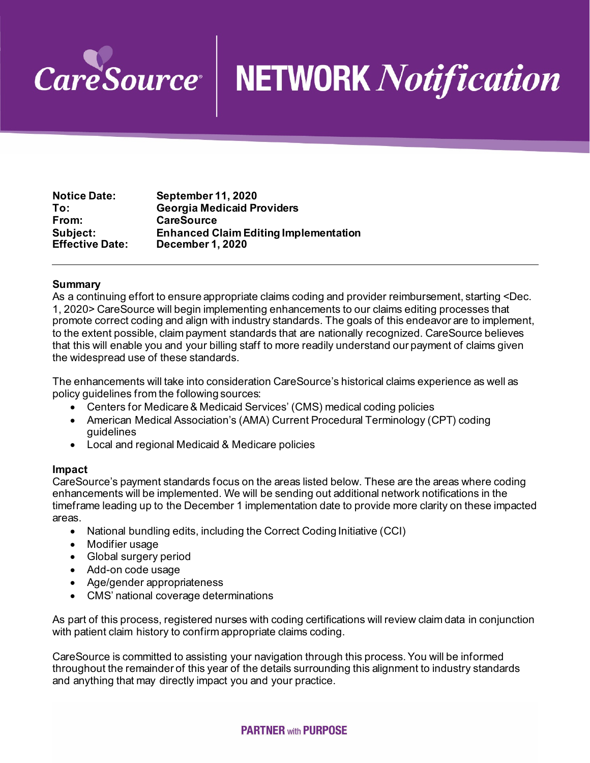# CareSource | NETWORK *Notification*

**Notice Date:** September 11, 2020
**To:** Georgia Medicaid Providers
**From:** CareSource
**Subject:** Enhanced Claim Editing Implementation
**Effective Date:** December 1, 2020

---

**Summary**

As a continuing effort to ensure appropriate claims coding and provider reimbursement, starting <Dec. 1, 2020> CareSource will begin implementing enhancements to our claims editing processes that promote correct coding and align with industry standards. The goals of this endeavor are to implement, to the extent possible, claim payment standards that are nationally recognized. CareSource believes that this will enable you and your billing staff to more readily understand our payment of claims given the widespread use of these standards.

The enhancements will take into consideration CareSource's historical claims experience as well as policy guidelines from the following sources:

- Centers for Medicare & Medicaid Services' (CMS) medical coding policies
- American Medical Association's (AMA) Current Procedural Terminology (CPT) coding guidelines
- Local and regional Medicaid & Medicare policies

**Impact**

CareSource's payment standards focus on the areas listed below. These are the areas where coding enhancements will be implemented. We will be sending out additional network notifications in the timeframe leading up to the December 1 implementation date to provide more clarity on these impacted areas.

- National bundling edits, including the Correct Coding Initiative (CCI)
- Modifier usage
- Global surgery period
- Add-on code usage
- Age/gender appropriateness
- CMS' national coverage determinations

As part of this process, registered nurses with coding certifications will review claim data in conjunction with patient claim history to confirm appropriate claims coding.

CareSource is committed to assisting your navigation through this process. You will be informed throughout the remainder of this year of the details surrounding this alignment to industry standards and anything that may directly impact you and your practice.

**PARTNER** with **PURPOSE**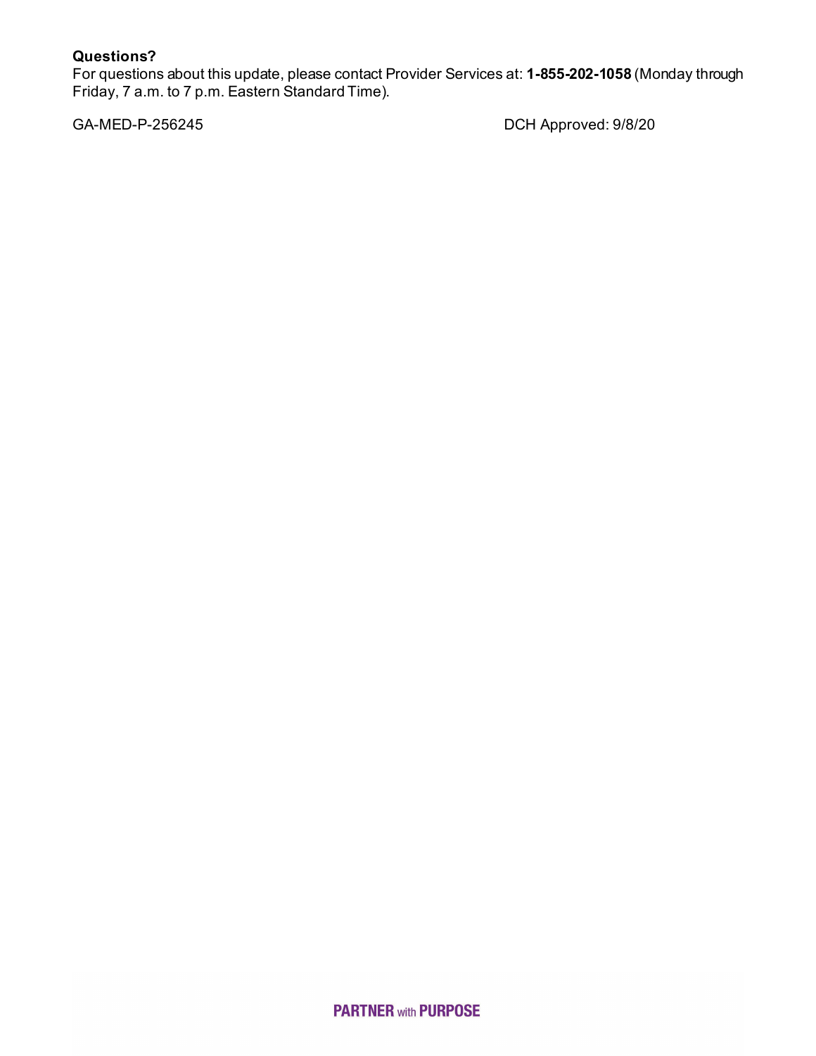**Questions?**
For questions about this update, please contact Provider Services at: **1-855-202-1058** (Monday through Friday, 7 a.m. to 7 p.m. Eastern Standard Time).

GA-MED-P-256245 DCH Approved: 9/8/20

**PARTNER with PURPOSE**